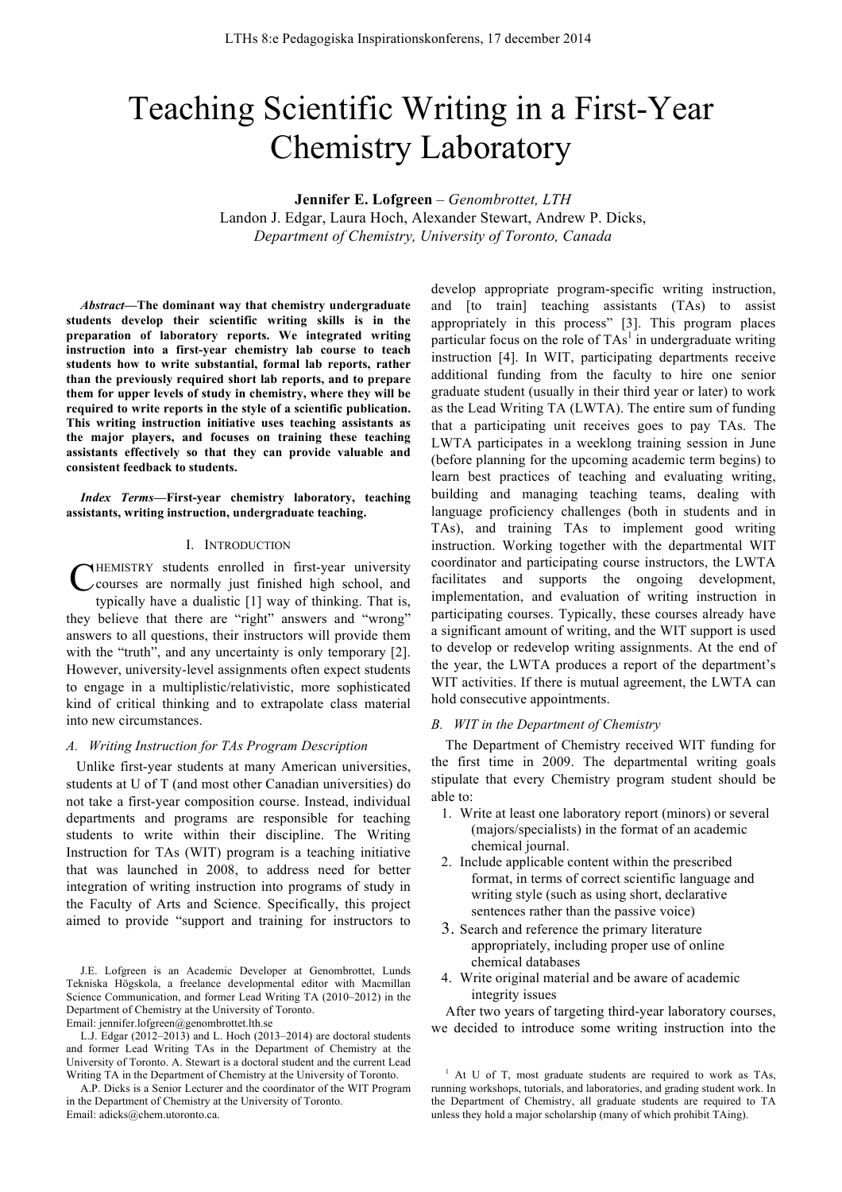# Teaching Scientific Writing in a First-Year Chemistry Laboratory

**Jennifer E. Lofgreen** – *Genombrottet, LTH*
Landon J. Edgar, Laura Hoch, Alexander Stewart, Andrew P. Dicks,
*Department of Chemistry, University of Toronto, Canada*

***Abstract*—The dominant way that chemistry undergraduate students develop their scientific writing skills is in the preparation of laboratory reports. We integrated writing instruction into a first-year chemistry lab course to teach students how to write substantial, formal lab reports, rather than the previously required short lab reports, and to prepare them for upper levels of study in chemistry, where they will be required to write reports in the style of a scientific publication. This writing instruction initiative uses teaching assistants as the major players, and focuses on training these teaching assistants effectively so that they can provide valuable and consistent feedback to students.**

***Index Terms*—First-year chemistry laboratory, teaching assistants, writing instruction, undergraduate teaching.**

## I. Introduction

Chemistry students enrolled in first-year university courses are normally just finished high school, and typically have a dualistic [1] way of thinking. That is, they believe that there are "right" answers and "wrong" answers to all questions, their instructors will provide them with the "truth", and any uncertainty is only temporary [2]. However, university-level assignments often expect students to engage in a multiplistic/relativistic, more sophisticated kind of critical thinking and to extrapolate class material into new circumstances.

### *A. Writing Instruction for TAs Program Description*

Unlike first-year students at many American universities, students at U of T (and most other Canadian universities) do not take a first-year composition course. Instead, individual departments and programs are responsible for teaching students to write within their discipline. The Writing Instruction for TAs (WIT) program is a teaching initiative that was launched in 2008, to address need for better integration of writing instruction into programs of study in the Faculty of Arts and Science. Specifically, this project aimed to provide "support and training for instructors to develop appropriate program-specific writing instruction, and [to train] teaching assistants (TAs) to assist appropriately in this process" [3]. This program places particular focus on the role of TAs[1] in undergraduate writing instruction [4]. In WIT, participating departments receive additional funding from the faculty to hire one senior graduate student (usually in their third year or later) to work as the Lead Writing TA (LWTA). The entire sum of funding that a participating unit receives goes to pay TAs. The LWTA participates in a weeklong training session in June (before planning for the upcoming academic term begins) to learn best practices of teaching and evaluating writing, building and managing teaching teams, dealing with language proficiency challenges (both in students and in TAs), and training TAs to implement good writing instruction. Working together with the departmental WIT coordinator and participating course instructors, the LWTA facilitates and supports the ongoing development, implementation, and evaluation of writing instruction in participating courses. Typically, these courses already have a significant amount of writing, and the WIT support is used to develop or redevelop writing assignments. At the end of the year, the LWTA produces a report of the department's WIT activities. If there is mutual agreement, the LWTA can hold consecutive appointments.

### *B. WIT in the Department of Chemistry*

The Department of Chemistry received WIT funding for the first time in 2009. The departmental writing goals stipulate that every Chemistry program student should be able to:

1. Write at least one laboratory report (minors) or several (majors/specialists) in the format of an academic chemical journal.
2. Include applicable content within the prescribed format, in terms of correct scientific language and writing style (such as using short, declarative sentences rather than the passive voice)
3. Search and reference the primary literature appropriately, including proper use of online chemical databases
4. Write original material and be aware of academic integrity issues

After two years of targeting third-year laboratory courses, we decided to introduce some writing instruction into the

---

J.E. Lofgreen is an Academic Developer at Genombrottet, Lunds Tekniska Högskola, a freelance developmental editor with Macmillan Science Communication, and former Lead Writing TA (2010–2012) in the Department of Chemistry at the University of Toronto.
Email: jennifer.lofgreen@genombrottet.lth.se

L.J. Edgar (2012–2013) and L. Hoch (2013–2014) are doctoral students and former Lead Writing TAs in the Department of Chemistry at the University of Toronto. A. Stewart is a doctoral student and the current Lead Writing TA in the Department of Chemistry at the University of Toronto.

A.P. Dicks is a Senior Lecturer and the coordinator of the WIT Program in the Department of Chemistry at the University of Toronto.
Email: adicks@chem.utoronto.ca.

[1] At U of T, most graduate students are required to work as TAs, running workshops, tutorials, and laboratories, and grading student work. In the Department of Chemistry, all graduate students are required to TA unless they hold a major scholarship (many of which prohibit TAing).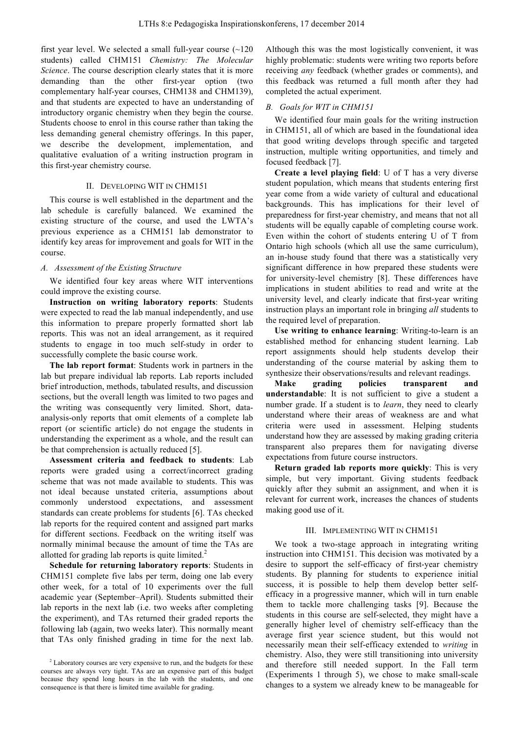first year level. We selected a small full-year course (~120 students) called CHM151 *Chemistry: The Molecular Science*. The course description clearly states that it is more demanding than the other first-year option (two complementary half-year courses, CHM138 and CHM139), and that students are expected to have an understanding of introductory organic chemistry when they begin the course. Students choose to enrol in this course rather than taking the less demanding general chemistry offerings. In this paper, we describe the development, implementation, and qualitative evaluation of a writing instruction program in this first-year chemistry course.

## II. Developing WIT in CHM151

This course is well established in the department and the lab schedule is carefully balanced. We examined the existing structure of the course, and used the LWTA's previous experience as a CHM151 lab demonstrator to identify key areas for improvement and goals for WIT in the course.

### *A. Assessment of the Existing Structure*

We identified four key areas where WIT interventions could improve the existing course.

**Instruction on writing laboratory reports**: Students were expected to read the lab manual independently, and use this information to prepare properly formatted short lab reports. This was not an ideal arrangement, as it required students to engage in too much self-study in order to successfully complete the basic course work.

**The lab report format**: Students work in partners in the lab but prepare individual lab reports. Lab reports included brief introduction, methods, tabulated results, and discussion sections, but the overall length was limited to two pages and the writing was consequently very limited. Short, data-analysis-only reports that omit elements of a complete lab report (or scientific article) do not engage the students in understanding the experiment as a whole, and the result can be that comprehension is actually reduced [5].

**Assessment criteria and feedback to students**: Lab reports were graded using a correct/incorrect grading scheme that was not made available to students. This was not ideal because unstated criteria, assumptions about commonly understood expectations, and assessment standards can create problems for students [6]. TAs checked lab reports for the required content and assigned part marks for different sections. Feedback on the writing itself was normally minimal because the amount of time the TAs are allotted for grading lab reports is quite limited.[2]

**Schedule for returning laboratory reports**: Students in CHM151 complete five labs per term, doing one lab every other week, for a total of 10 experiments over the full academic year (September–April). Students submitted their lab reports in the next lab (i.e. two weeks after completing the experiment), and TAs returned their graded reports the following lab (again, two weeks later). This normally meant that TAs only finished grading in time for the next lab. Although this was the most logistically convenient, it was highly problematic: students were writing two reports before receiving *any* feedback (whether grades or comments), and this feedback was returned a full month after they had completed the actual experiment.

### *B. Goals for WIT in CHM151*

We identified four main goals for the writing instruction in CHM151, all of which are based in the foundational idea that good writing develops through specific and targeted instruction, multiple writing opportunities, and timely and focused feedback [7].

**Create a level playing field**: U of T has a very diverse student population, which means that students entering first year come from a wide variety of cultural and educational backgrounds. This has implications for their level of preparedness for first-year chemistry, and means that not all students will be equally capable of completing course work. Even within the cohort of students entering U of T from Ontario high schools (which all use the same curriculum), an in-house study found that there was a statistically very significant difference in how prepared these students were for university-level chemistry [8]. These differences have implications in student abilities to read and write at the university level, and clearly indicate that first-year writing instruction plays an important role in bringing *all* students to the required level of preparation.

**Use writing to enhance learning**: Writing-to-learn is an established method for enhancing student learning. Lab report assignments should help students develop their understanding of the course material by asking them to synthesize their observations/results and relevant readings.

**Make grading policies transparent and understandable**: It is not sufficient to give a student a number grade. If a student is to *learn*, they need to clearly understand where their areas of weakness are and what criteria were used in assessment. Helping students understand how they are assessed by making grading criteria transparent also prepares them for navigating diverse expectations from future course instructors.

**Return graded lab reports more quickly**: This is very simple, but very important. Giving students feedback quickly after they submit an assignment, and when it is relevant for current work, increases the chances of students making good use of it.

## III. Implementing WIT in CHM151

We took a two-stage approach in integrating writing instruction into CHM151. This decision was motivated by a desire to support the self-efficacy of first-year chemistry students. By planning for students to experience initial success, it is possible to help them develop better self-efficacy in a progressive manner, which will in turn enable them to tackle more challenging tasks [9]. Because the students in this course are self-selected, they might have a generally higher level of chemistry self-efficacy than the average first year science student, but this would not necessarily mean their self-efficacy extended to *writing* in chemistry. Also, they were still transitioning into university and therefore still needed support. In the Fall term (Experiments 1 through 5), we chose to make small-scale changes to a system we already knew to be manageable for

[2] Laboratory courses are very expensive to run, and the budgets for these courses are always very tight. TAs are an expensive part of this budget because they spend long hours in the lab with the students, and one consequence is that there is limited time available for grading.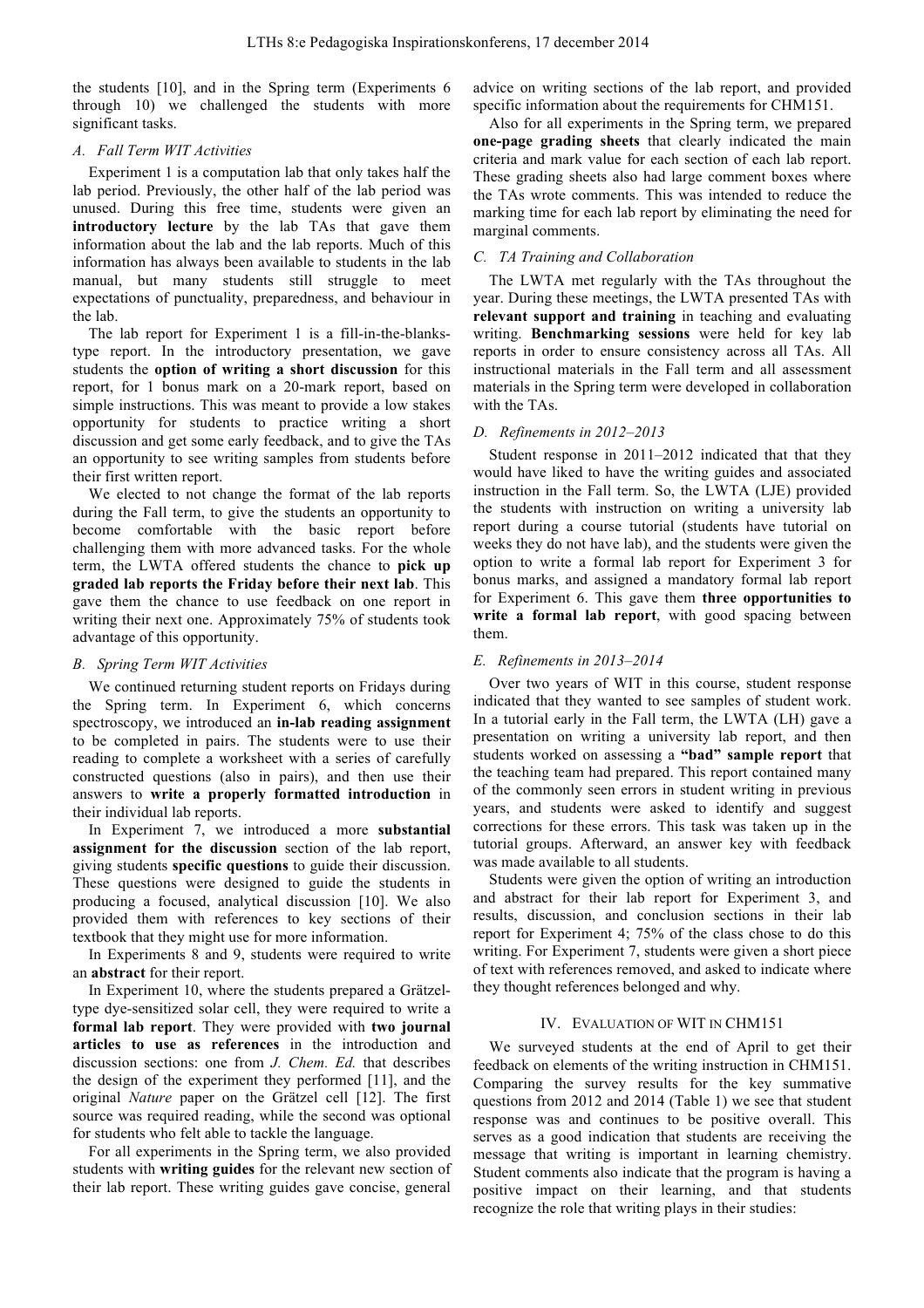the students [10], and in the Spring term (Experiments 6 through 10) we challenged the students with more significant tasks.

### *A. Fall Term WIT Activities*

Experiment 1 is a computation lab that only takes half the lab period. Previously, the other half of the lab period was unused. During this free time, students were given an **introductory lecture** by the lab TAs that gave them information about the lab and the lab reports. Much of this information has always been available to students in the lab manual, but many students still struggle to meet expectations of punctuality, preparedness, and behaviour in the lab.

The lab report for Experiment 1 is a fill-in-the-blanks-type report. In the introductory presentation, we gave students the **option of writing a short discussion** for this report, for 1 bonus mark on a 20-mark report, based on simple instructions. This was meant to provide a low stakes opportunity for students to practice writing a short discussion and get some early feedback, and to give the TAs an opportunity to see writing samples from students before their first written report.

We elected to not change the format of the lab reports during the Fall term, to give the students an opportunity to become comfortable with the basic report before challenging them with more advanced tasks. For the whole term, the LWTA offered students the chance to **pick up graded lab reports the Friday before their next lab**. This gave them the chance to use feedback on one report in writing their next one. Approximately 75% of students took advantage of this opportunity.

### *B. Spring Term WIT Activities*

We continued returning student reports on Fridays during the Spring term. In Experiment 6, which concerns spectroscopy, we introduced an **in-lab reading assignment** to be completed in pairs. The students were to use their reading to complete a worksheet with a series of carefully constructed questions (also in pairs), and then use their answers to **write a properly formatted introduction** in their individual lab reports.

In Experiment 7, we introduced a more **substantial assignment for the discussion** section of the lab report, giving students **specific questions** to guide their discussion. These questions were designed to guide the students in producing a focused, analytical discussion [10]. We also provided them with references to key sections of their textbook that they might use for more information.

In Experiments 8 and 9, students were required to write an **abstract** for their report.

In Experiment 10, where the students prepared a Grätzel-type dye-sensitized solar cell, they were required to write a **formal lab report**. They were provided with **two journal articles to use as references** in the introduction and discussion sections: one from *J. Chem. Ed.* that describes the design of the experiment they performed [11], and the original *Nature* paper on the Grätzel cell [12]. The first source was required reading, while the second was optional for students who felt able to tackle the language.

For all experiments in the Spring term, we also provided students with **writing guides** for the relevant new section of their lab report. These writing guides gave concise, general advice on writing sections of the lab report, and provided specific information about the requirements for CHM151.

Also for all experiments in the Spring term, we prepared **one-page grading sheets** that clearly indicated the main criteria and mark value for each section of each lab report. These grading sheets also had large comment boxes where the TAs wrote comments. This was intended to reduce the marking time for each lab report by eliminating the need for marginal comments.

### *C. TA Training and Collaboration*

The LWTA met regularly with the TAs throughout the year. During these meetings, the LWTA presented TAs with **relevant support and training** in teaching and evaluating writing. **Benchmarking sessions** were held for key lab reports in order to ensure consistency across all TAs. All instructional materials in the Fall term and all assessment materials in the Spring term were developed in collaboration with the TAs.

### *D. Refinements in 2012–2013*

Student response in 2011–2012 indicated that that they would have liked to have the writing guides and associated instruction in the Fall term. So, the LWTA (LJE) provided the students with instruction on writing a university lab report during a course tutorial (students have tutorial on weeks they do not have lab), and the students were given the option to write a formal lab report for Experiment 3 for bonus marks, and assigned a mandatory formal lab report for Experiment 6. This gave them **three opportunities to write a formal lab report**, with good spacing between them.

### *E. Refinements in 2013–2014*

Over two years of WIT in this course, student response indicated that they wanted to see samples of student work. In a tutorial early in the Fall term, the LWTA (LH) gave a presentation on writing a university lab report, and then students worked on assessing a **"bad" sample report** that the teaching team had prepared. This report contained many of the commonly seen errors in student writing in previous years, and students were asked to identify and suggest corrections for these errors. This task was taken up in the tutorial groups. Afterward, an answer key with feedback was made available to all students.

Students were given the option of writing an introduction and abstract for their lab report for Experiment 3, and results, discussion, and conclusion sections in their lab report for Experiment 4; 75% of the class chose to do this writing. For Experiment 7, students were given a short piece of text with references removed, and asked to indicate where they thought references belonged and why.

## IV. Evaluation of WIT in CHM151

We surveyed students at the end of April to get their feedback on elements of the writing instruction in CHM151. Comparing the survey results for the key summative questions from 2012 and 2014 (Table 1) we see that student response was and continues to be positive overall. This serves as a good indication that students are receiving the message that writing is important in learning chemistry. Student comments also indicate that the program is having a positive impact on their learning, and that students recognize the role that writing plays in their studies: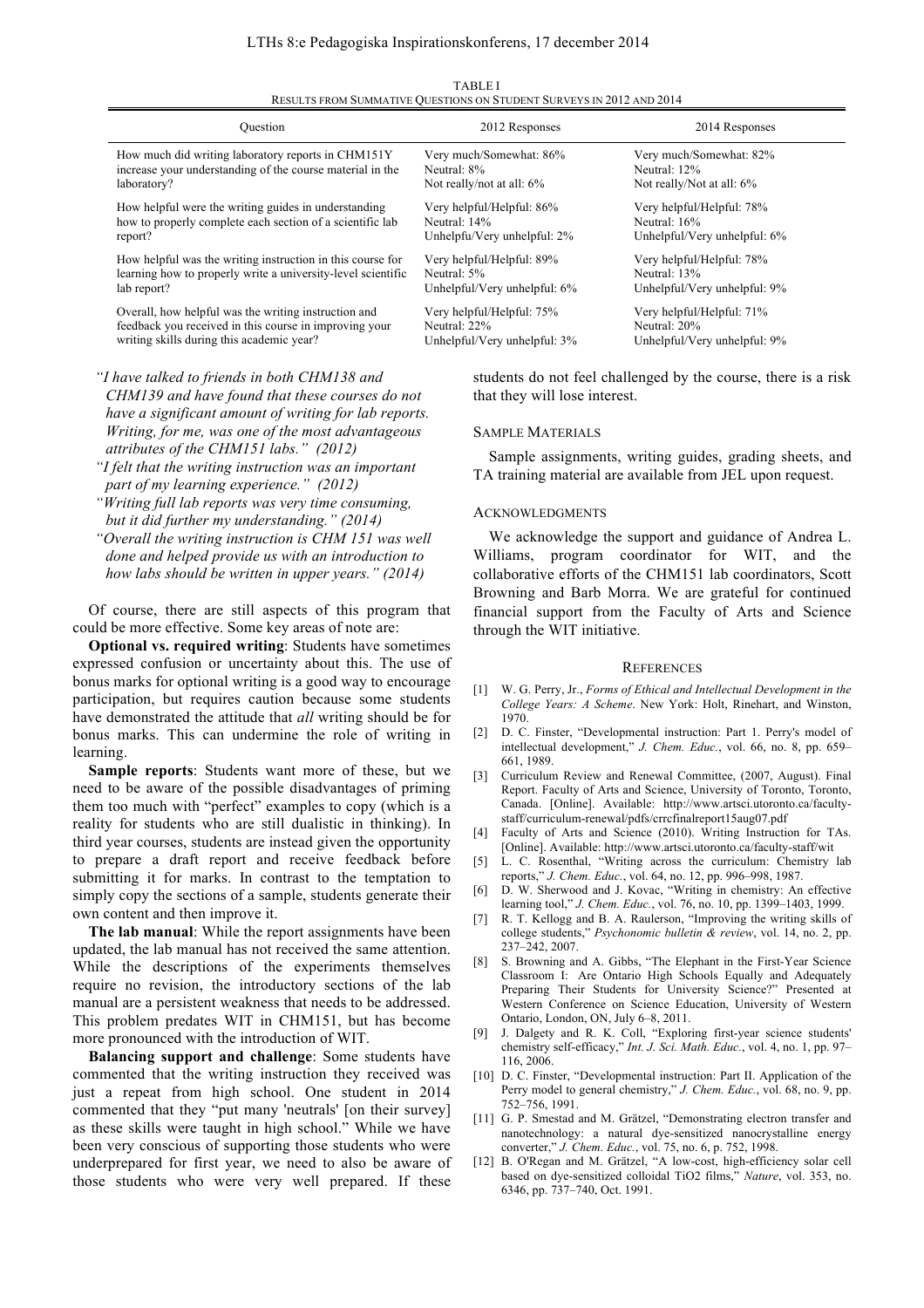TABLE I
RESULTS FROM SUMMATIVE QUESTIONS ON STUDENT SURVEYS IN 2012 AND 2014

| Question | 2012 Responses | 2014 Responses |
|---|---|---|
| How much did writing laboratory reports in CHM151Y increase your understanding of the course material in the laboratory? | Very much/Somewhat: 86%<br>Neutral: 8%<br>Not really/not at all: 6% | Very much/Somewhat: 82%<br>Neutral: 12%<br>Not really/Not at all: 6% |
| How helpful were the writing guides in understanding how to properly complete each section of a scientific lab report? | Very helpful/Helpful: 86%<br>Neutral: 14%<br>Unhelpfu/Very unhelpful: 2% | Very helpful/Helpful: 78%<br>Neutral: 16%<br>Unhelpful/Very unhelpful: 6% |
| How helpful was the writing instruction in this course for learning how to properly write a university-level scientific lab report? | Very helpful/Helpful: 89%<br>Neutral: 5%<br>Unhelpful/Very unhelpful: 6% | Very helpful/Helpful: 78%<br>Neutral: 13%<br>Unhelpful/Very unhelpful: 9% |
| Overall, how helpful was the writing instruction and feedback you received in this course in improving your writing skills during this academic year? | Very helpful/Helpful: 75%<br>Neutral: 22%<br>Unhelpful/Very unhelpful: 3% | Very helpful/Helpful: 71%<br>Neutral: 20%<br>Unhelpful/Very unhelpful: 9% |

*"I have talked to friends in both CHM138 and CHM139 and have found that these courses do not have a significant amount of writing for lab reports. Writing, for me, was one of the most advantageous attributes of the CHM151 labs." (2012)*

*"I felt that the writing instruction was an important part of my learning experience." (2012)*

*"Writing full lab reports was very time consuming, but it did further my understanding." (2014)*

*"Overall the writing instruction is CHM 151 was well done and helped provide us with an introduction to how labs should be written in upper years." (2014)*

Of course, there are still aspects of this program that could be more effective. Some key areas of note are:

**Optional vs. required writing**: Students have sometimes expressed confusion or uncertainty about this. The use of bonus marks for optional writing is a good way to encourage participation, but requires caution because some students have demonstrated the attitude that *all* writing should be for bonus marks. This can undermine the role of writing in learning.

**Sample reports**: Students want more of these, but we need to be aware of the possible disadvantages of priming them too much with "perfect" examples to copy (which is a reality for students who are still dualistic in thinking). In third year courses, students are instead given the opportunity to prepare a draft report and receive feedback before submitting it for marks. In contrast to the temptation to simply copy the sections of a sample, students generate their own content and then improve it.

**The lab manual**: While the report assignments have been updated, the lab manual has not received the same attention. While the descriptions of the experiments themselves require no revision, the introductory sections of the lab manual are a persistent weakness that needs to be addressed. This problem predates WIT in CHM151, but has become more pronounced with the introduction of WIT.

**Balancing support and challenge**: Some students have commented that the writing instruction they received was just a repeat from high school. One student in 2014 commented that they "put many 'neutrals' [on their survey] as these skills were taught in high school." While we have been very conscious of supporting those students who were underprepared for first year, we need to also be aware of those students who were very well prepared. If these students do not feel challenged by the course, there is a risk that they will lose interest.

## SAMPLE MATERIALS

Sample assignments, writing guides, grading sheets, and TA training material are available from JEL upon request.

## ACKNOWLEDGMENTS

We acknowledge the support and guidance of Andrea L. Williams, program coordinator for WIT, and the collaborative efforts of the CHM151 lab coordinators, Scott Browning and Barb Morra. We are grateful for continued financial support from the Faculty of Arts and Science through the WIT initiative.

## REFERENCES

[1] W. G. Perry, Jr., *Forms of Ethical and Intellectual Development in the College Years: A Scheme*. New York: Holt, Rinehart, and Winston, 1970.

[2] D. C. Finster, "Developmental instruction: Part 1. Perry's model of intellectual development," *J. Chem. Educ.*, vol. 66, no. 8, pp. 659–661, 1989.

[3] Curriculum Review and Renewal Committee, (2007, August). Final Report. Faculty of Arts and Science, University of Toronto, Toronto, Canada. [Online]. Available: http://www.artsci.utoronto.ca/faculty-staff/curriculum-renewal/pdfs/crrcfinalreport15aug07.pdf

[4] Faculty of Arts and Science (2010). Writing Instruction for TAs. [Online]. Available: http://www.artsci.utoronto.ca/faculty-staff/wit

[5] L. C. Rosenthal, "Writing across the curriculum: Chemistry lab reports," *J. Chem. Educ.*, vol. 64, no. 12, pp. 996–998, 1987.

[6] D. W. Sherwood and J. Kovac, "Writing in chemistry: An effective learning tool," *J. Chem. Educ.*, vol. 76, no. 10, pp. 1399–1403, 1999.

[7] R. T. Kellogg and B. A. Raulerson, "Improving the writing skills of college students," *Psychonomic bulletin & review*, vol. 14, no. 2, pp. 237–242, 2007.

[8] S. Browning and A. Gibbs, "The Elephant in the First-Year Science Classroom I: Are Ontario High Schools Equally and Adequately Preparing Their Students for University Science?" Presented at Western Conference on Science Education, University of Western Ontario, London, ON, July 6–8, 2011.

[9] J. Dalgety and R. K. Coll, "Exploring first-year science students' chemistry self-efficacy," *Int. J. Sci. Math. Educ.*, vol. 4, no. 1, pp. 97–116, 2006.

[10] D. C. Finster, "Developmental instruction: Part II. Application of the Perry model to general chemistry," *J. Chem. Educ.*, vol. 68, no. 9, pp. 752–756, 1991.

[11] G. P. Smestad and M. Grätzel, "Demonstrating electron transfer and nanotechnology: a natural dye-sensitized nanocrystalline energy converter," *J. Chem. Educ.*, vol. 75, no. 6, p. 752, 1998.

[12] B. O'Regan and M. Grätzel, "A low-cost, high-efficiency solar cell based on dye-sensitized colloidal $TiO_2$ films," *Nature*, vol. 353, no. 6346, pp. 737–740, Oct. 1991.